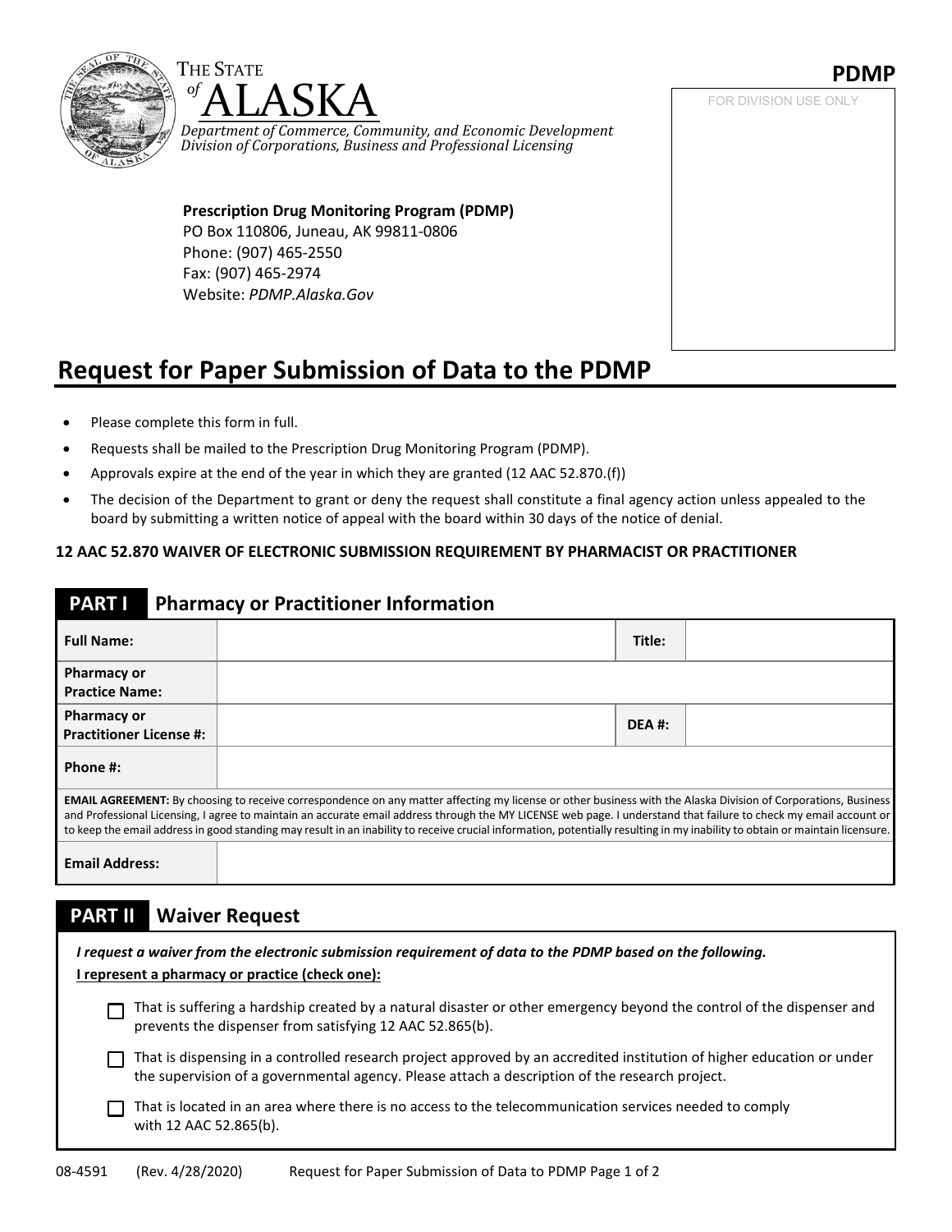**PDMP**

FOR DIVISION USE ONLY

THE STATE of ALASKA

*Department of Commerce, Community, and Economic Development*
*Division of Corporations, Business and Professional Licensing*

**Prescription Drug Monitoring Program (PDMP)**
PO Box 110806, Juneau, AK 99811-0806
Phone: (907) 465-2550
Fax: (907) 465-2974
Website: *PDMP.Alaska.Gov*

# Request for Paper Submission of Data to the PDMP

- Please complete this form in full.
- Requests shall be mailed to the Prescription Drug Monitoring Program (PDMP).
- Approvals expire at the end of the year in which they are granted (12 AAC 52.870.(f))
- The decision of the Department to grant or deny the request shall constitute a final agency action unless appealed to the board by submitting a written notice of appeal with the board within 30 days of the notice of denial.

**12 AAC 52.870 WAIVER OF ELECTRONIC SUBMISSION REQUIREMENT BY PHARMACIST OR PRACTITIONER**

## PART I Pharmacy or Practitioner Information

| | | | |
|---|---|---|---|
| **Full Name:** | | **Title:** | |
| **Pharmacy or Practice Name:** | | | |
| **Pharmacy or Practitioner License #:** | | **DEA #:** | |
| **Phone #:** | | | |

**EMAIL AGREEMENT:** By choosing to receive correspondence on any matter affecting my license or other business with the Alaska Division of Corporations, Business and Professional Licensing, I agree to maintain an accurate email address through the MY LICENSE web page. I understand that failure to check my email account or to keep the email address in good standing may result in an inability to receive crucial information, potentially resulting in my inability to obtain or maintain licensure.

| | |
|---|---|
| **Email Address:** | |

## PART II Waiver Request

***I request a waiver from the electronic submission requirement of data to the PDMP based on the following.***

**I represent a pharmacy or practice (check one):**

- ☐ That is suffering a hardship created by a natural disaster or other emergency beyond the control of the dispenser and prevents the dispenser from satisfying 12 AAC 52.865(b).
- ☐ That is dispensing in a controlled research project approved by an accredited institution of higher education or under the supervision of a governmental agency. Please attach a description of the research project.
- ☐ That is located in an area where there is no access to the telecommunication services needed to comply with 12 AAC 52.865(b).

08-4591 (Rev. 4/28/2020) Request for Paper Submission of Data to PDMP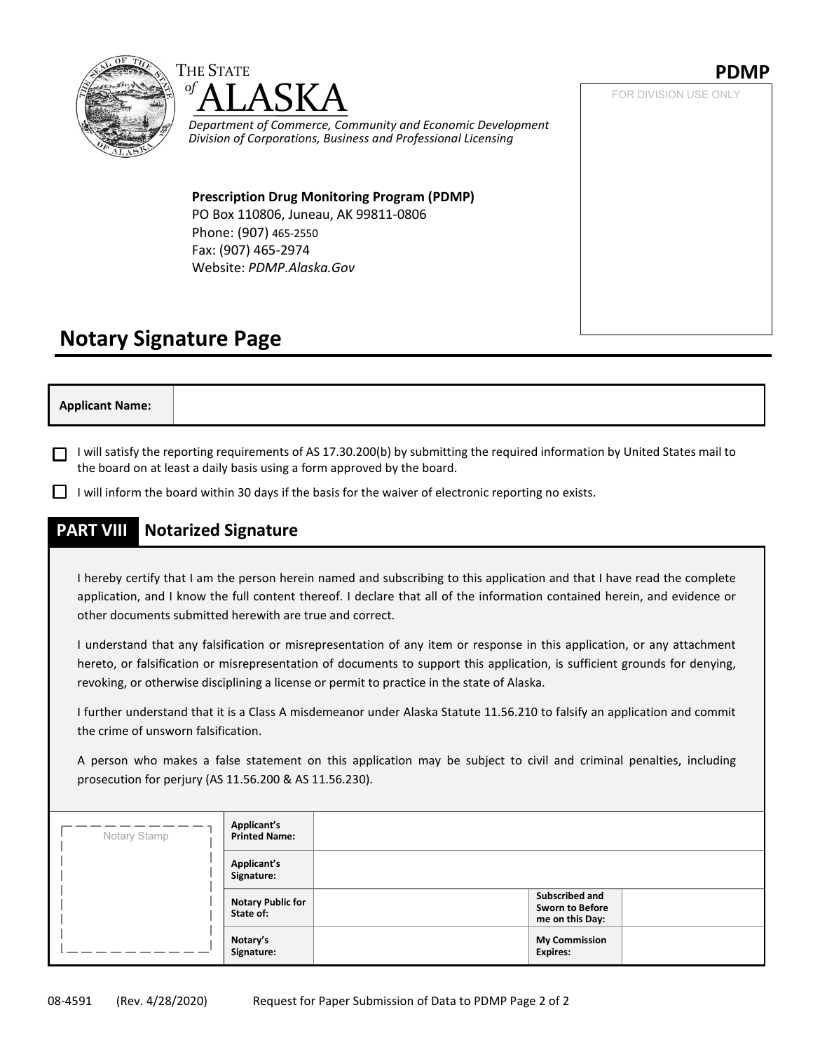THE STATE *of* ALASKA

*Department of Commerce, Community and Economic Development*
*Division of Corporations, Business and Professional Licensing*

**PDMP**

FOR DIVISION USE ONLY

**Prescription Drug Monitoring Program (PDMP)**
PO Box 110806, Juneau, AK 99811-0806
Phone: (907) 465-2550
Fax: (907) 465-2974
Website: *PDMP.Alaska.Gov*

# Notary Signature Page

| | |
|---|---|
| **Applicant Name:** | |

☐ I will satisfy the reporting requirements of AS 17.30.200(b) by submitting the required information by United States mail to the board on at least a daily basis using a form approved by the board.

☐ I will inform the board within 30 days if the basis for the waiver of electronic reporting no exists.

## PART VIII Notarized Signature

I hereby certify that I am the person herein named and subscribing to this application and that I have read the complete application, and I know the full content thereof. I declare that all of the information contained herein, and evidence or other documents submitted herewith are true and correct.

I understand that any falsification or misrepresentation of any item or response in this application, or any attachment hereto, or falsification or misrepresentation of documents to support this application, is sufficient grounds for denying, revoking, or otherwise disciplining a license or permit to practice in the state of Alaska.

I further understand that it is a Class A misdemeanor under Alaska Statute 11.56.210 to falsify an application and commit the crime of unsworn falsification.

A person who makes a false statement on this application may be subject to civil and criminal penalties, including prosecution for perjury (AS 11.56.200 & AS 11.56.230).

| | | | | |
|---|---|---|---|---|
| Notary Stamp | **Applicant's Printed Name:** | | | |
| | **Applicant's Signature:** | | | |
| | **Notary Public for State of:** | | **Subscribed and Sworn to Before me on this Day:** | |
| | **Notary's Signature:** | | **My Commission Expires:** | |

08-4591 (Rev. 4/28/2020) Request for Paper Submission of Data to PDMP